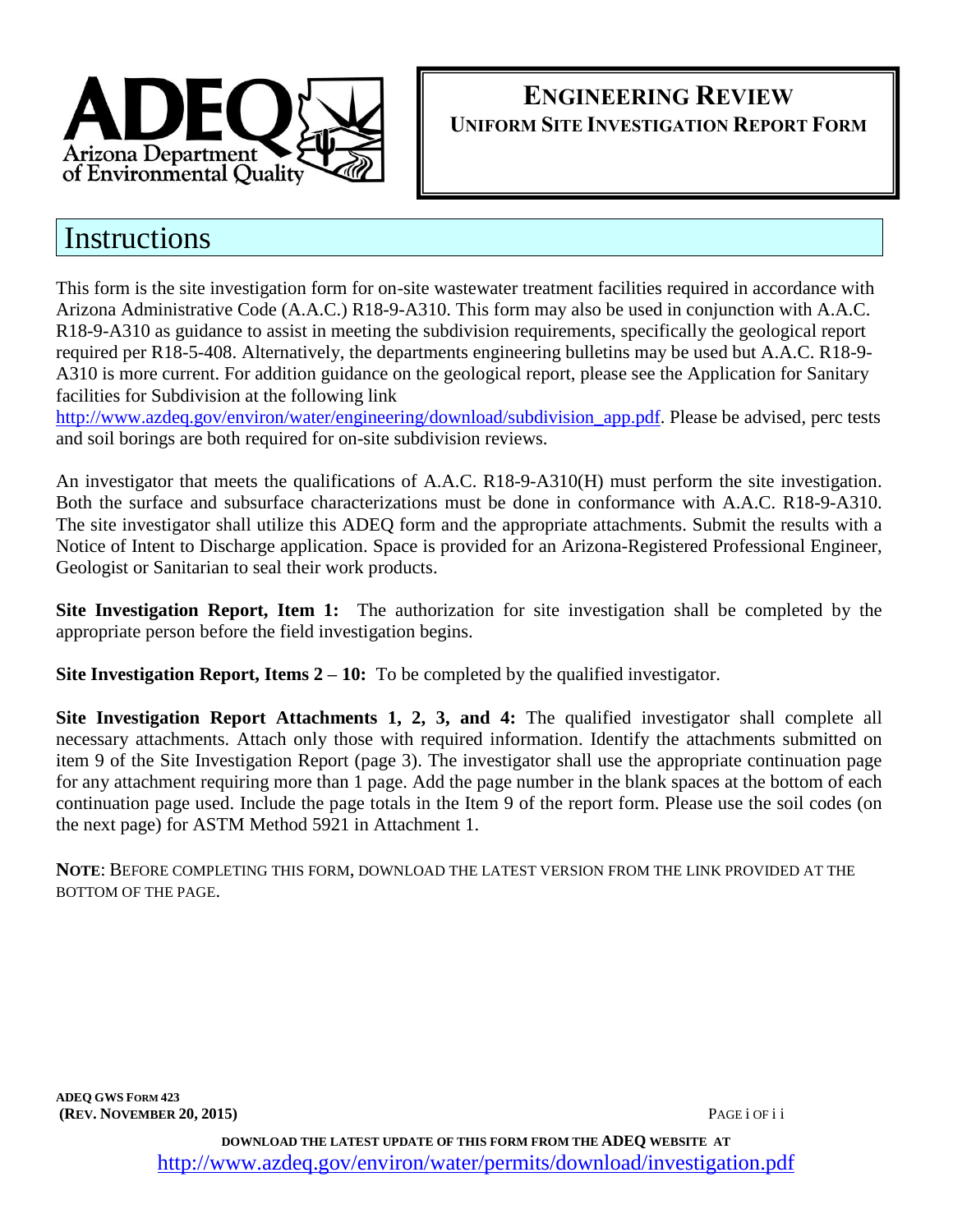# ENGINEERING REVIEW

**UNIFORM SITE INVESTIGATION REPORT FORM**

## Instructions

This form is the site investigation form for on-site wastewater treatment facilities required in accordance with Arizona Administrative Code (A.A.C.) R18-9-A310. This form may also be used in conjunction with A.A.C. R18-9-A310 as guidance to assist in meeting the subdivision requirements, specifically the geological report required per R18-5-408. Alternatively, the departments engineering bulletins may be used but A.A.C. R18-9-A310 is more current. For addition guidance on the geological report, please see the Application for Sanitary facilities for Subdivision at the following link http://www.azdeq.gov/environ/water/engineering/download/subdivision_app.pdf. Please be advised, perc tests and soil borings are both required for on-site subdivision reviews.

An investigator that meets the qualifications of A.A.C. R18-9-A310(H) must perform the site investigation. Both the surface and subsurface characterizations must be done in conformance with A.A.C. R18-9-A310. The site investigator shall utilize this ADEQ form and the appropriate attachments. Submit the results with a Notice of Intent to Discharge application. Space is provided for an Arizona-Registered Professional Engineer, Geologist or Sanitarian to seal their work products.

**Site Investigation Report, Item 1:** The authorization for site investigation shall be completed by the appropriate person before the field investigation begins.

**Site Investigation Report, Items 2 – 10:** To be completed by the qualified investigator.

**Site Investigation Report Attachments 1, 2, 3, and 4:** The qualified investigator shall complete all necessary attachments. Attach only those with required information. Identify the attachments submitted on item 9 of the Site Investigation Report (page 3). The investigator shall use the appropriate continuation page for any attachment requiring more than 1 page. Add the page number in the blank spaces at the bottom of each continuation page used. Include the page totals in the Item 9 of the report form. Please use the soil codes (on the next page) for ASTM Method 5921 in Attachment 1.

**NOTE**: BEFORE COMPLETING THIS FORM, DOWNLOAD THE LATEST VERSION FROM THE LINK PROVIDED AT THE BOTTOM OF THE PAGE.

**ADEQ GWS FORM 423**
**(REV. NOVEMBER 20, 2015)**

**DOWNLOAD THE LATEST UPDATE OF THIS FORM FROM THE ADEQ WEBSITE AT**
http://www.azdeq.gov/environ/water/permits/download/investigation.pdf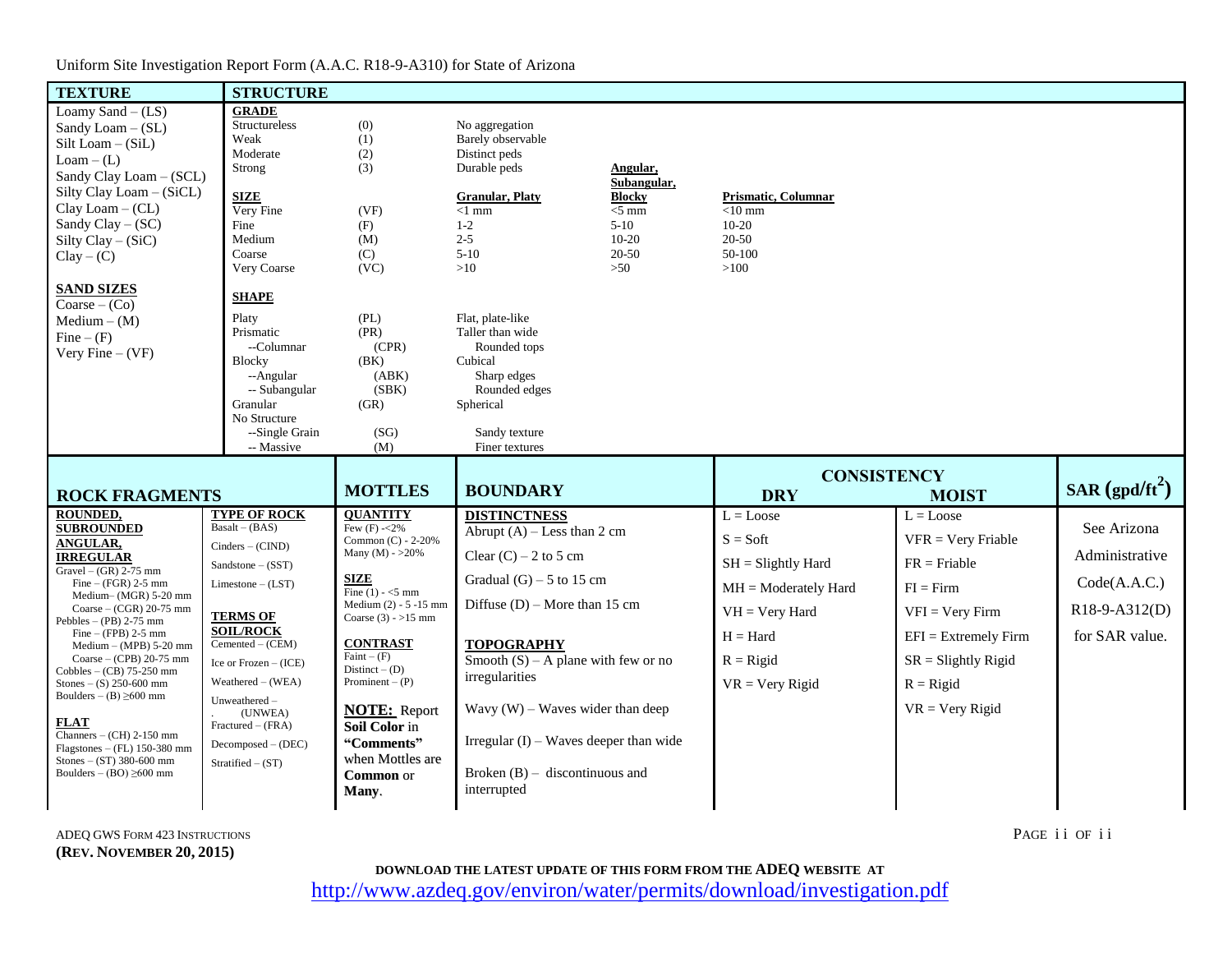Uniform Site Investigation Report Form (A.A.C. R18-9-A310) for State of Arizona

## TEXTURE

- Loamy Sand – (LS)
- Sandy Loam – (SL)
- Silt Loam – (SiL)
- Loam – (L)
- Sandy Clay Loam – (SCL)
- Silty Clay Loam – (SiCL)
- Clay Loam – (CL)
- Sandy Clay – (SC)
- Silty Clay – (SiC)
- Clay – (C)

**SAND SIZES**

- Coarse – (Co)
- Medium – (M)
- Fine – (F)
- Very Fine – (VF)

## STRUCTURE

**GRADE**

| Grade | Code | Description |
|---|---|---|
| Structureless | (0) | No aggregation |
| Weak | (1) | Barely observable |
| Moderate | (2) | Distinct peds |
| Strong | (3) | Durable peds |

**SIZE**

| Size | Code | Granular, Platy | Angular, Subangular, Blocky | Prismatic, Columnar |
|---|---|---|---|---|
| Very Fine | (VF) | <1 mm | <5 mm | <10 mm |
| Fine | (F) | 1-2 | 5-10 | 10-20 |
| Medium | (M) | 2-5 | 10-20 | 20-50 |
| Coarse | (C) | 5-10 | 20-50 | 50-100 |
| Very Coarse | (VC) | >10 | >50 | >100 |

**SHAPE**

| Shape | Code | Description |
|---|---|---|
| Platy | (PL) | Flat, plate-like |
| Prismatic | (PR) | Taller than wide |
| --Columnar | (CPR) | Rounded tops |
| Blocky | (BK) | Cubical |
| --Angular | (ABK) | Sharp edges |
| -- Subangular | (SBK) | Rounded edges |
| Granular | (GR) | Spherical |
| No Structure | | |
| --Single Grain | (SG) | Sandy texture |
| -- Massive | (M) | Finer textures |

## ROCK FRAGMENTS

**ROUNDED, SUBROUNDED ANGULAR, IRREGULAR**

- Gravel – (GR) 2-75 mm
  - Fine – (FGR) 2-5 mm
  - Medium– (MGR) 5-20 mm
  - Coarse – (CGR) 20-75 mm
- Pebbles – (PB) 2-75 mm
  - Fine – (FPB) 2-5 mm
  - Medium – (MPB) 5-20 mm
  - Coarse – (CPB) 20-75 mm
- Cobbles – (CB) 75-250 mm
- Stones – (S) 250-600 mm
- Boulders – (B) ≥600 mm

**FLAT**

- Channers – (CH) 2-150 mm
- Flagstones – (FL) 150-380 mm
- Stones – (ST) 380-600 mm
- Boulders – (BO) ≥600 mm

**TYPE OF ROCK**

- Basalt – (BAS)
- Cinders – (CIND)
- Sandstone – (SST)
- Limestone – (LST)

**TERMS OF SOIL/ROCK**

- Cemented – (CEM)
- Ice or Frozen – (ICE)
- Weathered – (WEA)
- Unweathered – (UNWEA)
- Fractured – (FRA)
- Decomposed – (DEC)
- Stratified – (ST)

## MOTTLES

**QUANTITY**

- Few (F) - <2%
- Common (C) - 2-20%
- Many (M) - >20%

**SIZE**

- Fine (1) - <5 mm
- Medium (2) - 5 -15 mm
- Coarse (3) - >15 mm

**CONTRAST**

- Faint – (F)
- Distinct – (D)
- Prominent – (P)

**NOTE:** Report **Soil Color** in **"Comments"** when Mottles are **Common** or **Many**.

## BOUNDARY

**DISTINCTNESS**

- Abrupt (A) – Less than 2 cm
- Clear (C) – 2 to 5 cm
- Gradual (G) – 5 to 15 cm
- Diffuse (D) – More than 15 cm

**TOPOGRAPHY**

- Smooth (S) – A plane with few or no irregularities
- Wavy (W) – Waves wider than deep
- Irregular (I) – Waves deeper than wide
- Broken (B) – discontinuous and interrupted

## CONSISTENCY

| DRY | MOIST |
|---|---|
| L = Loose | L = Loose |
| S = Soft | VFR = Very Friable |
| SH = Slightly Hard | FR = Friable |
| MH = Moderately Hard | FI = Firm |
| VH = Very Hard | VFI = Very Firm |
| H = Hard | EFI = Extremely Firm |
| R = Rigid | SR = Slightly Rigid |
| VR = Very Rigid | R = Rigid |
| | VR = Very Rigid |

## SAR (gpd/ft$^2$)

See Arizona Administrative Code(A.A.C.) R18-9-A312(D) for SAR value.

ADEQ GWS FORM 423 INSTRUCTIONS
**(REV. NOVEMBER 20, 2015)**

**DOWNLOAD THE LATEST UPDATE OF THIS FORM FROM THE ADEQ WEBSITE AT**
http://www.azdeq.gov/environ/water/permits/download/investigation.pdf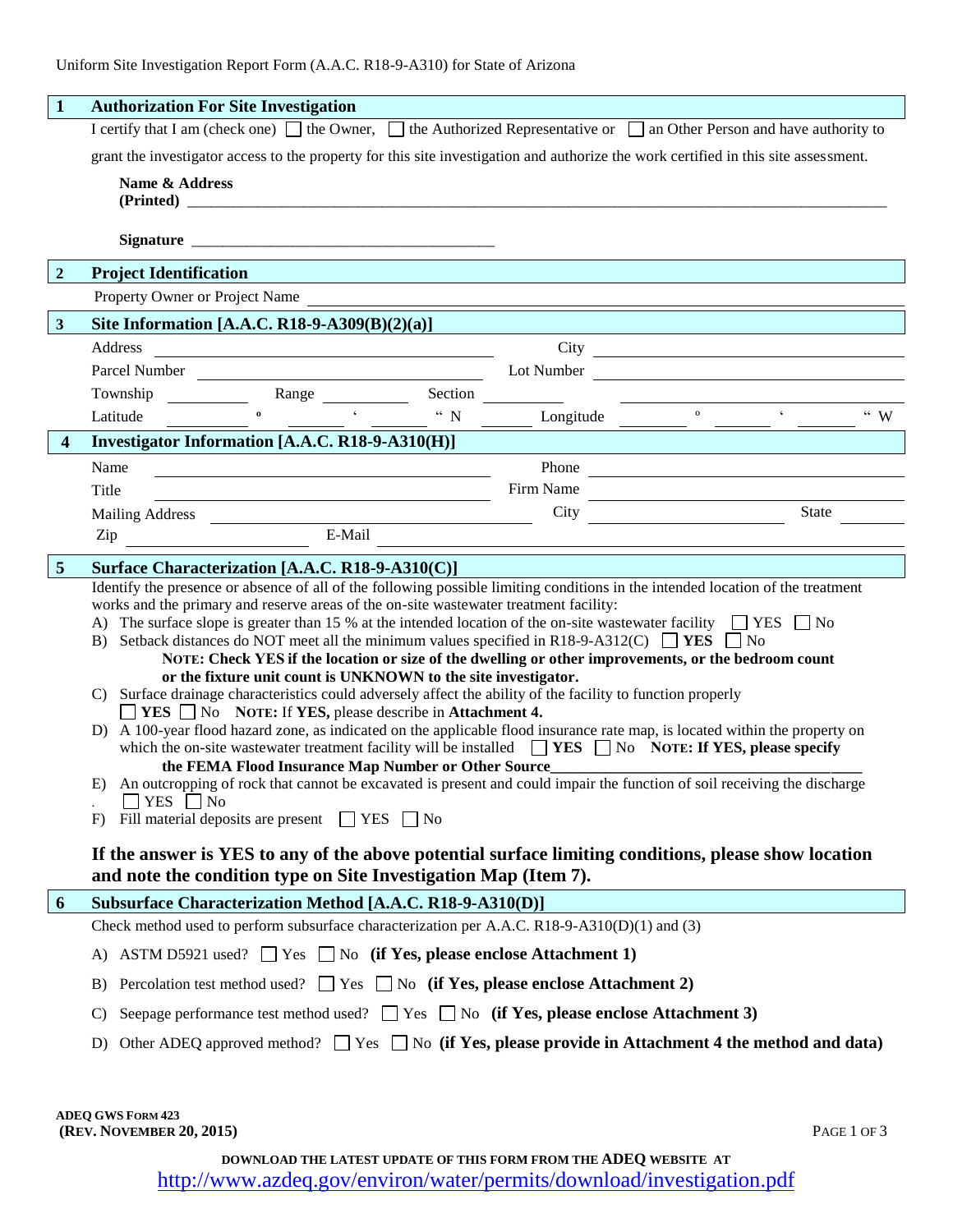Uniform Site Investigation Report Form (A.A.C. R18-9-A310) for State of Arizona

## 1 Authorization For Site Investigation

I certify that I am (check one) ☐ the Owner, ☐ the Authorized Representative or ☐ an Other Person and have authority to grant the investigator access to the property for this site investigation and authorize the work certified in this site assessment.

**Name & Address (Printed)** ____________________________________________

**Signature** ______________________________

## 2 Project Identification

Property Owner or Project Name ____________________________________________

## 3 Site Information [A.A.C. R18-9-A309(B)(2)(a)]

Address ______________________ City ______________________

Parcel Number ______________________ Lot Number ______________________

Township ________ Range ________ Section ________ ________

Latitude ________ ° ________ ' ________ " N ________ Longitude ________ ° ________ ' ________ " W

## 4 Investigator Information [A.A.C. R18-9-A310(H)]

Name ______________________ Phone ______________________

Title ______________________ Firm Name ______________________

Mailing Address ______________________ City ______________ State ________

Zip ______________ E-Mail ______________________

## 5 Surface Characterization [A.A.C. R18-9-A310(C)]

Identify the presence or absence of all of the following possible limiting conditions in the intended location of the treatment works and the primary and reserve areas of the on-site wastewater treatment facility:

A) The surface slope is greater than 15 % at the intended location of the on-site wastewater facility ☐ YES ☐ No

B) Setback distances do NOT meet all the minimum values specified in R18-9-A312(C) ☐ **YES** ☐ No
**NOTE: Check YES if the location or size of the dwelling or other improvements, or the bedroom count or the fixture unit count is UNKNOWN to the site investigator.**

C) Surface drainage characteristics could adversely affect the ability of the facility to function properly
☐ **YES** ☐ No **NOTE:** If **YES,** please describe in **Attachment 4.**

D) A 100-year flood hazard zone, as indicated on the applicable flood insurance rate map, is located within the property on which the on-site wastewater treatment facility will be installed ☐ **YES** ☐ No **NOTE: If YES, please specify the FEMA Flood Insurance Map Number or Other Source**______________________

E) An outcropping of rock that cannot be excavated is present and could impair the function of soil receiving the discharge
☐ YES ☐ No

F) Fill material deposits are present ☐ YES ☐ No

**If the answer is YES to any of the above potential surface limiting conditions, please show location and note the condition type on Site Investigation Map (Item 7).**

## 6 Subsurface Characterization Method [A.A.C. R18-9-A310(D)]

Check method used to perform subsurface characterization per A.A.C. R18-9-A310(D)(1) and (3)

A) ASTM D5921 used? ☐ Yes ☐ No **(if Yes, please enclose Attachment 1)**

B) Percolation test method used? ☐ Yes ☐ No **(if Yes, please enclose Attachment 2)**

C) Seepage performance test method used? ☐ Yes ☐ No **(if Yes, please enclose Attachment 3)**

D) Other ADEQ approved method? ☐ Yes ☐ No **(if Yes, please provide in Attachment 4 the method and data)**

ADEQ GWS FORM 423
(REV. NOVEMBER 20, 2015)

DOWNLOAD THE LATEST UPDATE OF THIS FORM FROM THE ADEQ WEBSITE AT
http://www.azdeq.gov/environ/water/permits/download/investigation.pdf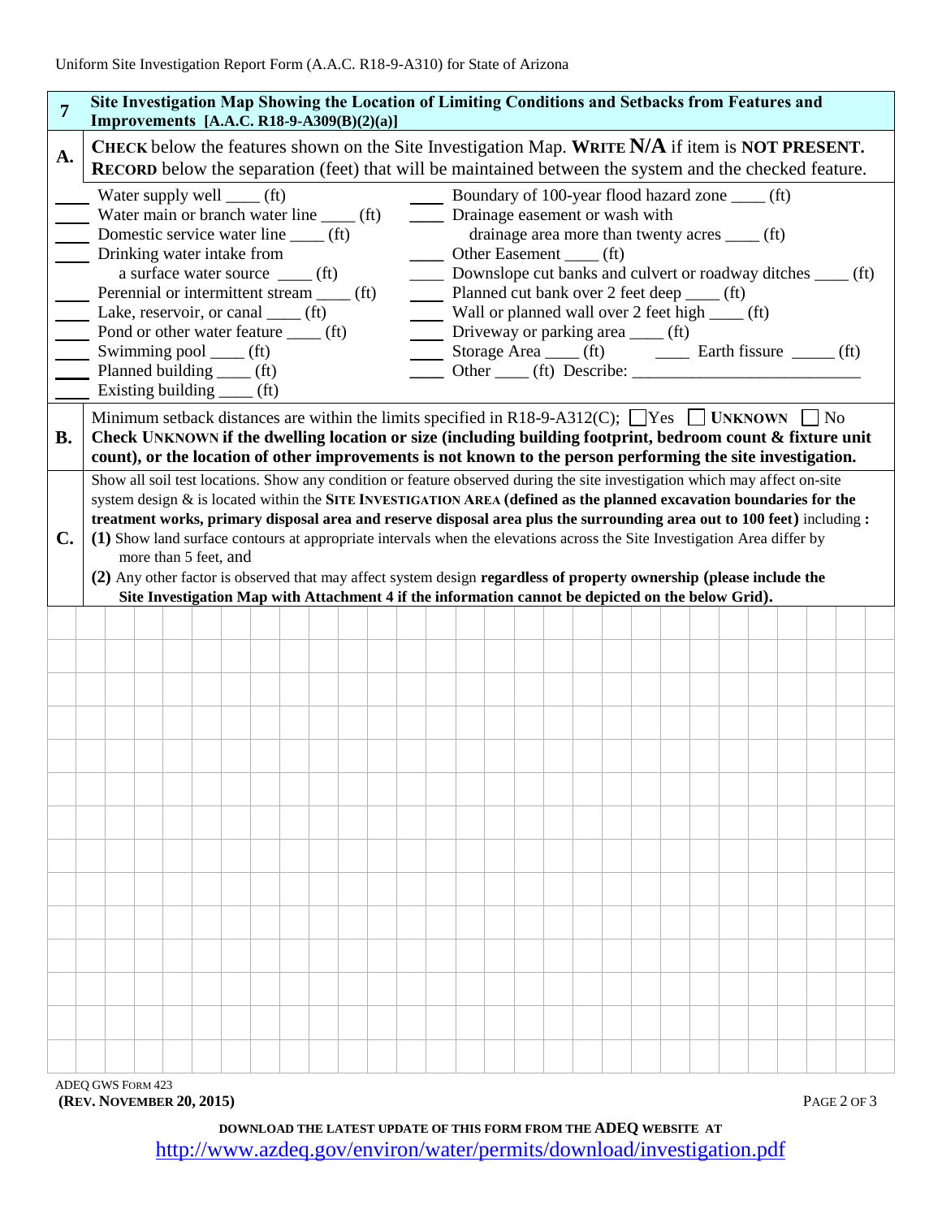Uniform Site Investigation Report Form (A.A.C. R18-9-A310) for State of Arizona

## 7 Site Investigation Map Showing the Location of Limiting Conditions and Setbacks from Features and Improvements [A.A.C. R18-9-A309(B)(2)(a)]

**A.** **CHECK** below the features shown on the Site Investigation Map. **WRITE N/A** if item is **NOT PRESENT.** **RECORD** below the separation (feet) that will be maintained between the system and the checked feature.

____ Water supply well ____ (ft)
____ Water main or branch water line ____ (ft)
____ Domestic service water line ____ (ft)
____ Drinking water intake from a surface water source ____ (ft)
____ Perennial or intermittent stream ____ (ft)
____ Lake, reservoir, or canal ____ (ft)
____ Pond or other water feature ____ (ft)
____ Swimming pool ____ (ft)
____ Planned building ____ (ft)
____ Existing building ____ (ft)

____ Boundary of 100-year flood hazard zone ____ (ft)
____ Drainage easement or wash with drainage area more than twenty acres ____ (ft)
____ Other Easement ____ (ft)
____ Downslope cut banks and culvert or roadway ditches ____ (ft)
____ Planned cut bank over 2 feet deep ____ (ft)
____ Wall or planned wall over 2 feet high ____ (ft)
____ Driveway or parking area ____ (ft)
____ Storage Area ____ (ft) ____ Earth fissure _____ (ft)
____ Other ____ (ft) Describe: ___________________________

**B.** Minimum setback distances are within the limits specified in R18-9-A312(C); ☐ Yes ☐ **UNKNOWN** ☐ No
**Check UNKNOWN if the dwelling location or size (including building footprint, bedroom count & fixture unit count), or the location of other improvements is not known to the person performing the site investigation.**

**C.** Show all soil test locations. Show any condition or feature observed during the site investigation which may affect on-site system design & is located within the **SITE INVESTIGATION AREA (defined as the planned excavation boundaries for the treatment works, primary disposal area and reserve disposal area plus the surrounding area out to 100 feet)** including **:**

**(1)** Show land surface contours at appropriate intervals when the elevations across the Site Investigation Area differ by more than 5 feet, and

**(2)** Any other factor is observed that may affect system design **regardless of property ownership (please include the Site Investigation Map with Attachment 4 if the information cannot be depicted on the below Grid).**

ADEQ GWS FORM 423
**(REV. NOVEMBER 20, 2015)**

**DOWNLOAD THE LATEST UPDATE OF THIS FORM FROM THE ADEQ WEBSITE AT**
http://www.azdeq.gov/environ/water/permits/download/investigation.pdf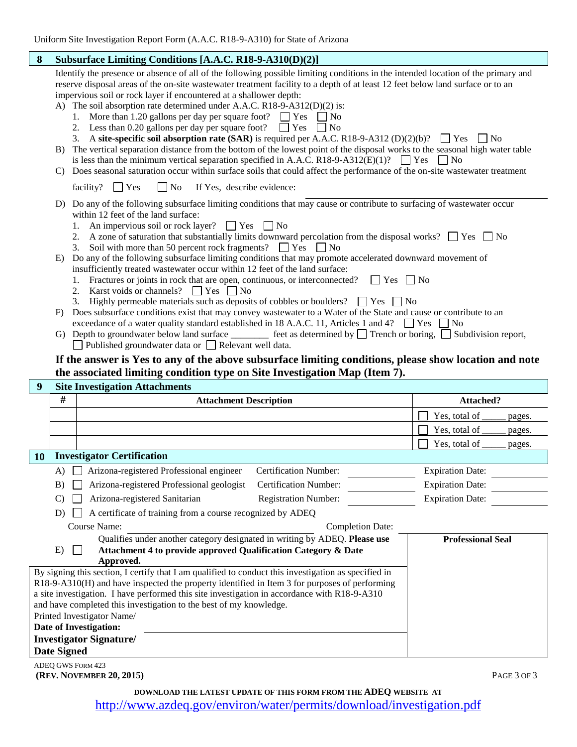## 8 Subsurface Limiting Conditions [A.A.C. R18-9-A310(D)(2)]

Identify the presence or absence of all of the following possible limiting conditions in the intended location of the primary and reserve disposal areas of the on-site wastewater treatment facility to a depth of at least 12 feet below land surface or to an impervious soil or rock layer if encountered at a shallower depth:

A) The soil absorption rate determined under A.A.C. R18-9-A312(D)(2) is:
   1. More than 1.20 gallons per day per square foot? ☐ Yes ☐ No
   2. Less than 0.20 gallons per day per square foot? ☐ Yes ☐ No
   3. A **site-specific soil absorption rate (SAR)** is required per A.A.C. R18-9-A312 (D)(2)(b)? ☐ Yes ☐ No

B) The vertical separation distance from the bottom of the lowest point of the disposal works to the seasonal high water table is less than the minimum vertical separation specified in A.A.C. R18-9-A312(E)(1)? ☐ Yes ☐ No

C) Does seasonal saturation occur within surface soils that could affect the performance of the on-site wastewater treatment facility? ☐ Yes ☐ No If Yes, describe evidence: ____________________

D) Do any of the following subsurface limiting conditions that may cause or contribute to surfacing of wastewater occur within 12 feet of the land surface:
   1. An impervious soil or rock layer? ☐ Yes ☐ No
   2. A zone of saturation that substantially limits downward percolation from the disposal works? ☐ Yes ☐ No
   3. Soil with more than 50 percent rock fragments? ☐ Yes ☐ No

E) Do any of the following subsurface limiting conditions that may promote accelerated downward movement of insufficiently treated wastewater occur within 12 feet of the land surface:
   1. Fractures or joints in rock that are open, continuous, or interconnected? ☐ Yes ☐ No
   2. Karst voids or channels? ☐ Yes ☐ No
   3. Highly permeable materials such as deposits of cobbles or boulders? ☐ Yes ☐ No

F) Does subsurface conditions exist that may convey wastewater to a Water of the State and cause or contribute to an exceedance of a water quality standard established in 18 A.A.C. 11, Articles 1 and 4? ☐ Yes ☐ No

G) Depth to groundwater below land surface ________ feet as determined by ☐ Trench or boring, ☐ Subdivision report, ☐ Published groundwater data or ☐ Relevant well data.

**If the answer is Yes to any of the above subsurface limiting conditions, please show location and note the associated limiting condition type on Site Investigation Map (Item 7).**

## 9 Site Investigation Attachments

| # | Attachment Description | Attached? |
|---|---|---|
| | | ☐ Yes, total of _____ pages. |
| | | ☐ Yes, total of _____ pages. |
| | | ☐ Yes, total of _____ pages. |

## 10 Investigator Certification

A) ☐ Arizona-registered Professional engineer Certification Number: __________ Expiration Date: __________

B) ☐ Arizona-registered Professional geologist Certification Number: __________ Expiration Date: __________

C) ☐ Arizona-registered Sanitarian Registration Number: __________ Expiration Date: __________

D) ☐ A certificate of training from a course recognized by ADEQ

Course Name: ____________________ Completion Date: __________

E) ☐ Qualifies under another category designated in writing by ADEQ. **Please use Attachment 4 to provide approved Qualification Category & Date Approved.**

**Professional Seal**

By signing this section, I certify that I am qualified to conduct this investigation as specified in R18-9-A310(H) and have inspected the property identified in Item 3 for purposes of performing a site investigation. I have performed this site investigation in accordance with R18-9-A310 and have completed this investigation to the best of my knowledge.

Printed Investigator Name/
**Date of Investigation:** ____________________

**Investigator Signature/**
**Date Signed**

ADEQ GWS Form 423
**(Rev. November 20, 2015)**

**DOWNLOAD THE LATEST UPDATE OF THIS FORM FROM THE ADEQ WEBSITE AT**
http://www.azdeq.gov/environ/water/permits/download/investigation.pdf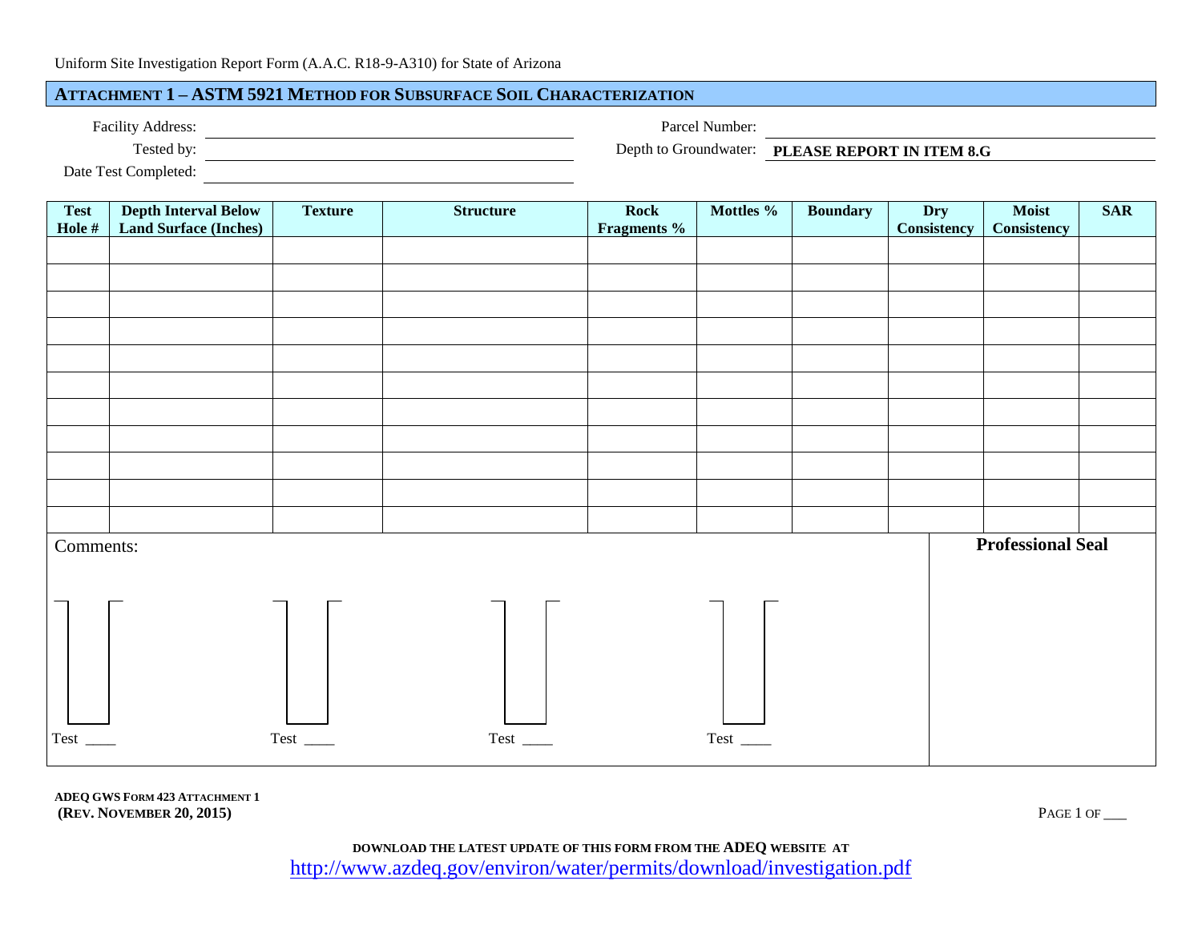Uniform Site Investigation Report Form (A.A.C. R18-9-A310) for State of Arizona

## ATTACHMENT 1 – ASTM 5921 METHOD FOR SUBSURFACE SOIL CHARACTERIZATION

Facility Address: ______________________

Parcel Number: ______________________

Tested by: ______________________

Depth to Groundwater: **PLEASE REPORT IN ITEM 8.G**

Date Test Completed: ______________________

| Test Hole # | Depth Interval Below Land Surface (Inches) | Texture | Structure | Rock Fragments % | Mottles % | Boundary | Dry Consistency | Moist Consistency | SAR |
|---|---|---|---|---|---|---|---|---|---|
| | | | | | | | | | |
| | | | | | | | | | |
| | | | | | | | | | |
| | | | | | | | | | |
| | | | | | | | | | |
| | | | | | | | | | |
| | | | | | | | | | |
| | | | | | | | | | |
| | | | | | | | | | |
| | | | | | | | | | |
| | | | | | | | | | |

Comments:

Test ____ Test ____ Test ____ Test ____

**Professional Seal**

**ADEQ GWS FORM 423 ATTACHMENT 1**
**(REV. NOVEMBER 20, 2015)**

PAGE 1 OF ___

**DOWNLOAD THE LATEST UPDATE OF THIS FORM FROM THE ADEQ WEBSITE AT**
http://www.azdeq.gov/environ/water/permits/download/investigation.pdf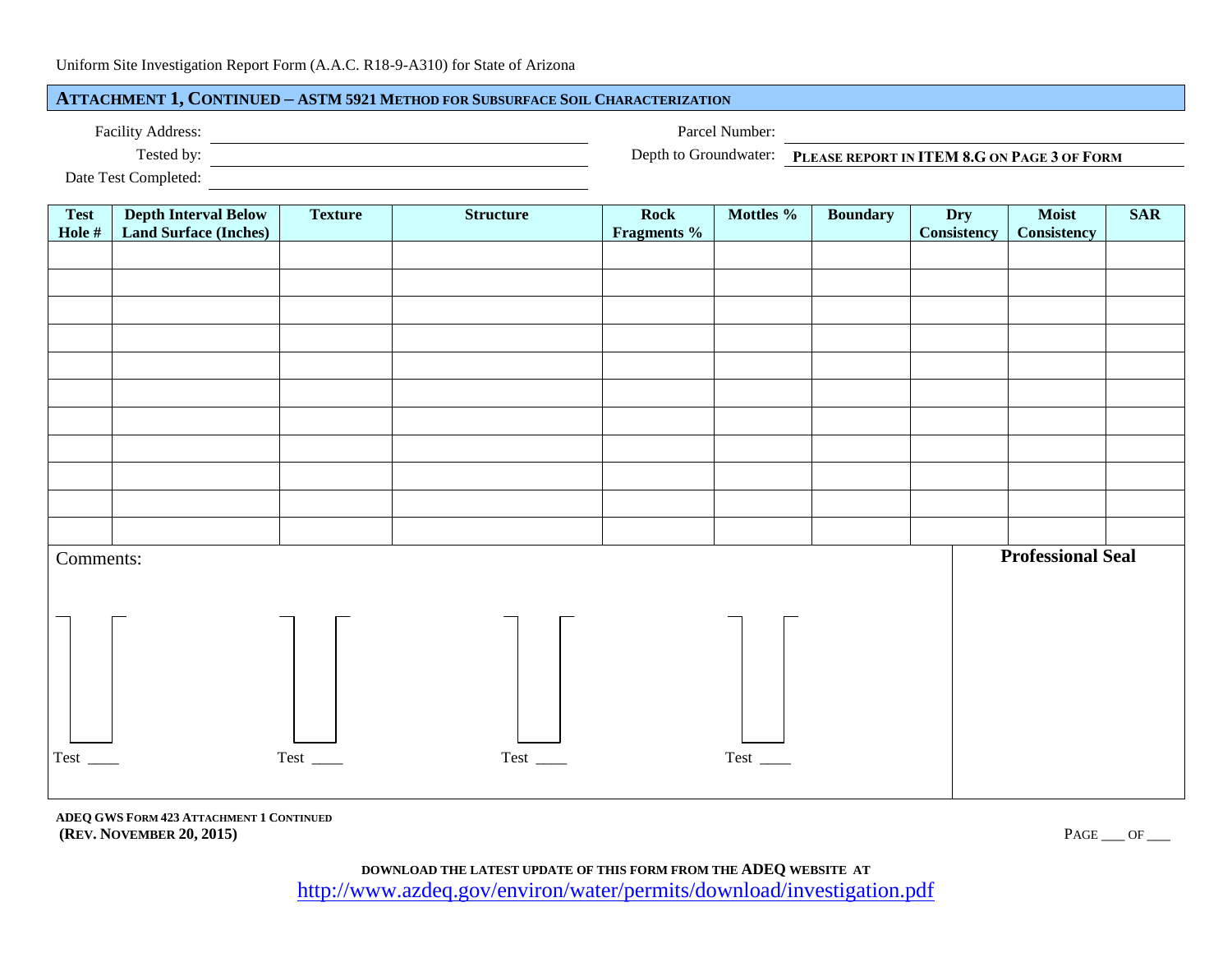Uniform Site Investigation Report Form (A.A.C. R18-9-A310) for State of Arizona

## Attachment 1, Continued – ASTM 5921 Method for Subsurface Soil Characterization

Facility Address: ______________________ Parcel Number: ______________________

Tested by: ______________________ Depth to Groundwater: **PLEASE REPORT IN ITEM 8.G ON PAGE 3 OF FORM**

Date Test Completed: ______________________

| Test Hole # | Depth Interval Below Land Surface (Inches) | Texture | Structure | Rock Fragments % | Mottles % | Boundary | Dry Consistency | Moist Consistency | SAR |
|---|---|---|---|---|---|---|---|---|---|
| | | | | | | | | | |
| | | | | | | | | | |
| | | | | | | | | | |
| | | | | | | | | | |
| | | | | | | | | | |
| | | | | | | | | | |
| | | | | | | | | | |
| | | | | | | | | | |
| | | | | | | | | | |
| | | | | | | | | | |
| | | | | | | | | | |

Comments:

Test ____ Test ____ Test ____ Test ____

**Professional Seal**

**ADEQ GWS FORM 423 ATTACHMENT 1 CONTINUED**
**(REV. NOVEMBER 20, 2015)**

PAGE ___ OF ___

**DOWNLOAD THE LATEST UPDATE OF THIS FORM FROM THE ADEQ WEBSITE AT**
http://www.azdeq.gov/environ/water/permits/download/investigation.pdf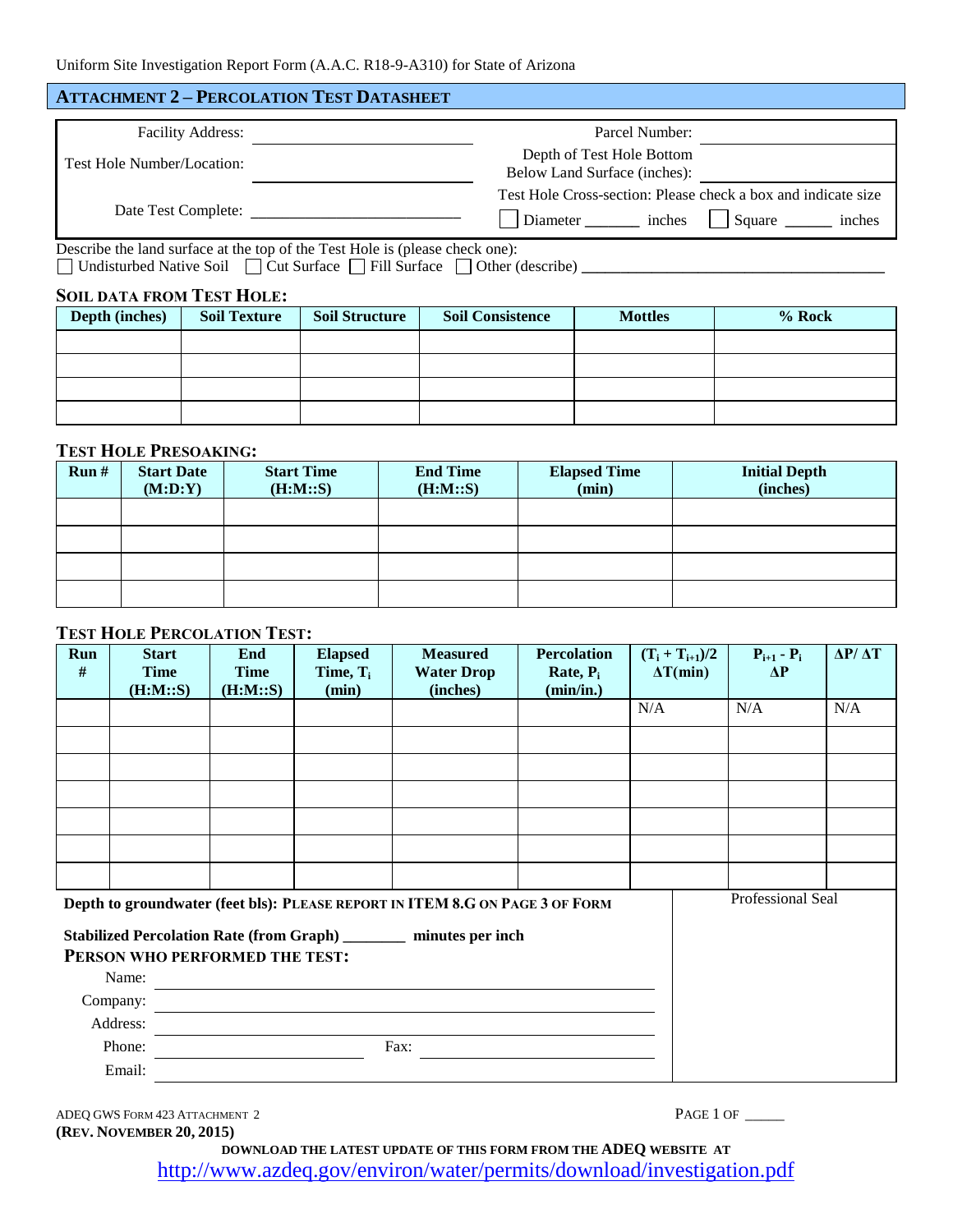Uniform Site Investigation Report Form (A.A.C. R18-9-A310) for State of Arizona

## ATTACHMENT 2 – PERCOLATION TEST DATASHEET

| | | | |
|---|---|---|---|
| Facility Address: | ______________________ | Parcel Number: | ______________________ |
| Test Hole Number/Location: | ______________________ | Depth of Test Hole Bottom Below Land Surface (inches): | ______________________ |
| Date Test Complete: | ______________________ | Test Hole Cross-section: Please check a box and indicate size ☐ Diameter _______ inches ☐ Square ______ inches | |

Describe the land surface at the top of the Test Hole is (please check one):
☐ Undisturbed Native Soil ☐ Cut Surface ☐ Fill Surface ☐ Other (describe) ________________________________________

### SOIL DATA FROM TEST HOLE:

| Depth (inches) | Soil Texture | Soil Structure | Soil Consistence | Mottles | % Rock |
|---|---|---|---|---|---|
| | | | | | |
| | | | | | |
| | | | | | |
| | | | | | |

### TEST HOLE PRESOAKING:

| Run # | Start Date (M:D:Y) | Start Time (H:M::S) | End Time (H:M::S) | Elapsed Time (min) | Initial Depth (inches) |
|---|---|---|---|---|---|
| | | | | | |
| | | | | | |
| | | | | | |
| | | | | | |

### TEST HOLE PERCOLATION TEST:

| Run # | Start Time (H:M::S) | End Time (H:M::S) | Elapsed Time, $T_i$ (min) | Measured Water Drop (inches) | Percolation Rate, $P_i$ (min/in.) | $(T_i + T_{i+1})/2$ $\Delta T$(min) | $P_{i+1} - P_i$ $\Delta P$ | $\Delta P/\Delta T$ |
|---|---|---|---|---|---|---|---|---|
| | | | | | | N/A | N/A | N/A |
| | | | | | | | | |
| | | | | | | | | |
| | | | | | | | | |
| | | | | | | | | |
| | | | | | | | | |
| | | | | | | | | |

**Depth to groundwater (feet bls): PLEASE REPORT IN ITEM 8.G ON PAGE 3 OF FORM**

**Stabilized Percolation Rate (from Graph) ________ minutes per inch**

**PERSON WHO PERFORMED THE TEST:**

Name: ________________________________________

Company: ________________________________________

Address: ________________________________________

Phone: ____________________ Fax: ____________________

Email: ________________________________________

Professional Seal

ADEQ GWS FORM 423 ATTACHMENT 2
(REV. NOVEMBER 20, 2015)

PAGE 1 OF _____

DOWNLOAD THE LATEST UPDATE OF THIS FORM FROM THE ADEQ WEBSITE AT
http://www.azdeq.gov/environ/water/permits/download/investigation.pdf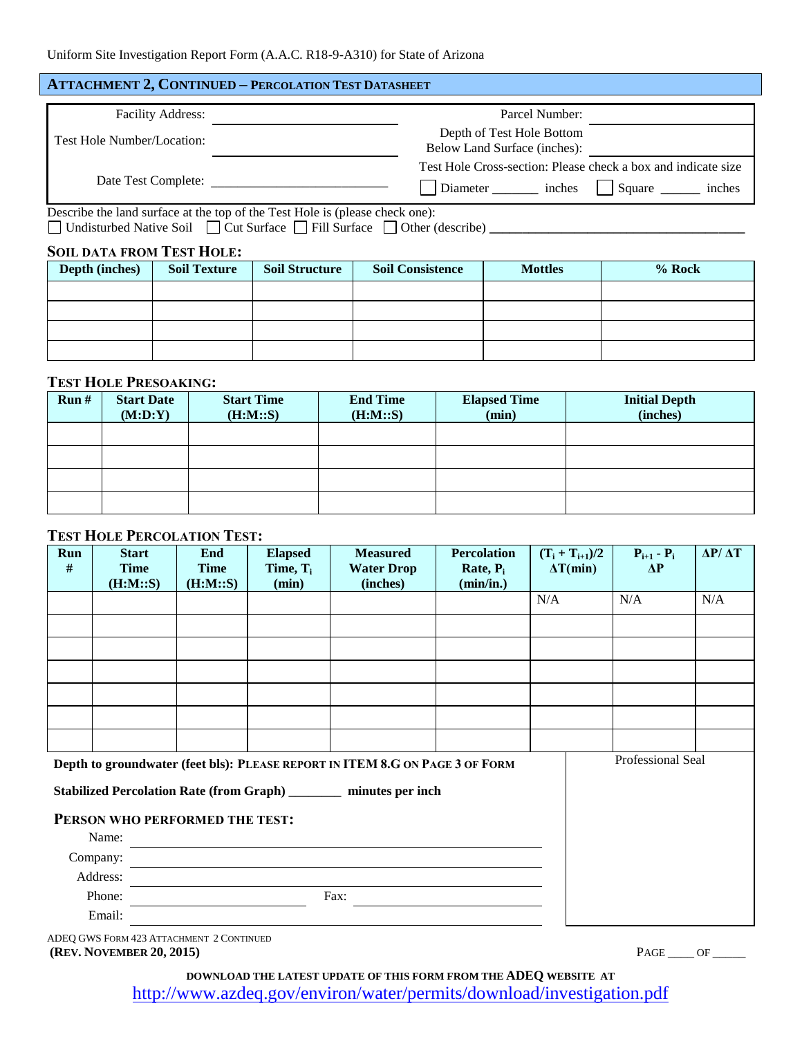Uniform Site Investigation Report Form (A.A.C. R18-9-A310) for State of Arizona

## ATTACHMENT 2, CONTINUED – PERCOLATION TEST DATASHEET

| | | | |
|---|---|---|---|
| Facility Address: | \_\_\_\_\_\_\_\_\_\_\_\_\_\_\_\_\_\_\_\_\_\_\_\_ | Parcel Number: | \_\_\_\_\_\_\_\_\_\_\_\_\_\_\_\_ |
| Test Hole Number/Location: | \_\_\_\_\_\_\_\_\_\_\_\_\_\_\_\_\_\_\_\_\_\_\_\_ | Depth of Test Hole Bottom Below Land Surface (inches): | \_\_\_\_\_\_\_\_\_\_\_\_\_\_\_\_ |
| Date Test Complete: | \_\_\_\_\_\_\_\_\_\_\_\_\_\_\_\_\_\_\_\_\_\_\_\_ | Test Hole Cross-section: Please check a box and indicate size<br>☐ Diameter \_\_\_\_\_\_\_ inches ☐ Square \_\_\_\_\_\_ inches | |

Describe the land surface at the top of the Test Hole is (please check one):
☐ Undisturbed Native Soil ☐ Cut Surface ☐ Fill Surface ☐ Other (describe) \_\_\_\_\_\_\_\_\_\_\_\_\_\_\_\_\_\_\_\_\_\_\_\_\_\_\_\_\_\_\_\_\_\_\_\_\_\_

### SOIL DATA FROM TEST HOLE:

| Depth (inches) | Soil Texture | Soil Structure | Soil Consistence | Mottles | % Rock |
|---|---|---|---|---|---|
| | | | | | |
| | | | | | |
| | | | | | |
| | | | | | |

### TEST HOLE PRESOAKING:

| Run # | Start Date (M:D:Y) | Start Time (H:M::S) | End Time (H:M::S) | Elapsed Time (min) | Initial Depth (inches) |
|---|---|---|---|---|---|
| | | | | | |
| | | | | | |
| | | | | | |
| | | | | | |

### TEST HOLE PERCOLATION TEST:

| Run # | Start Time (H:M::S) | End Time (H:M::S) | Elapsed Time, $T_i$ (min) | Measured Water Drop (inches) | Percolation Rate, $P_i$ (min/in.) | $(T_i + T_{i+1})/2$ $\Delta T$(min) | $P_{i+1} - P_i$ $\Delta P$ | $\Delta P / \Delta T$ |
|---|---|---|---|---|---|---|---|---|
| | | | | | | N/A | N/A | N/A |
| | | | | | | | | |
| | | | | | | | | |
| | | | | | | | | |
| | | | | | | | | |
| | | | | | | | | |
| | | | | | | | | |

**Depth to groundwater (feet bls): PLEASE REPORT IN ITEM 8.G ON PAGE 3 OF FORM**

**Stabilized Percolation Rate (from Graph) \_\_\_\_\_\_\_\_ minutes per inch**

**PERSON WHO PERFORMED THE TEST:**

Name: \_\_\_\_\_\_\_\_\_\_\_\_\_\_\_\_\_\_\_\_\_\_\_\_\_\_\_\_\_\_\_\_\_\_\_\_\_\_

Company: \_\_\_\_\_\_\_\_\_\_\_\_\_\_\_\_\_\_\_\_\_\_\_\_\_\_\_\_\_\_\_\_\_\_\_\_\_\_

Address: \_\_\_\_\_\_\_\_\_\_\_\_\_\_\_\_\_\_\_\_\_\_\_\_\_\_\_\_\_\_\_\_\_\_\_\_\_\_

Phone: \_\_\_\_\_\_\_\_\_\_\_\_\_\_\_\_ Fax: \_\_\_\_\_\_\_\_\_\_\_\_\_\_\_\_

Email: \_\_\_\_\_\_\_\_\_\_\_\_\_\_\_\_\_\_\_\_\_\_\_\_\_\_\_\_\_\_\_\_\_\_\_\_\_\_

Professional Seal

ADEQ GWS FORM 423 ATTACHMENT 2 CONTINUED
**(REV. NOVEMBER 20, 2015)**

PAGE \_\_\_\_ OF \_\_\_\_\_

**DOWNLOAD THE LATEST UPDATE OF THIS FORM FROM THE ADEQ WEBSITE AT**
http://www.azdeq.gov/environ/water/permits/download/investigation.pdf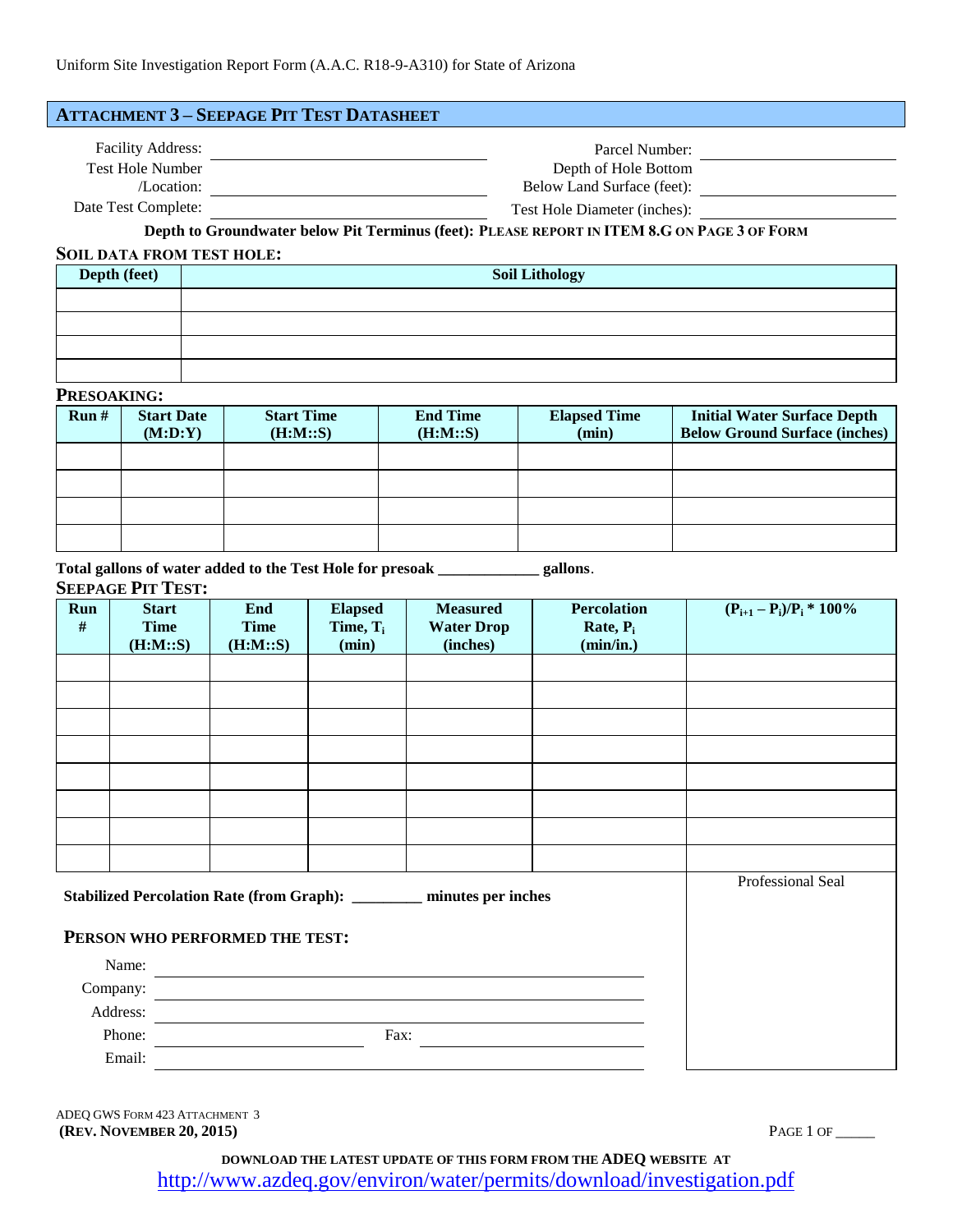Uniform Site Investigation Report Form (A.A.C. R18-9-A310) for State of Arizona

## ATTACHMENT 3 – SEEPAGE PIT TEST DATASHEET

Facility Address: ______________________________ Parcel Number: ____________________

Test Hole Number /Location: ______________________________ Depth of Hole Bottom Below Land Surface (feet): ____________________

Date Test Complete: ______________________________ Test Hole Diameter (inches): ____________________

**Depth to Groundwater below Pit Terminus (feet): PLEASE REPORT IN ITEM 8.G ON PAGE 3 OF FORM**

### SOIL DATA FROM TEST HOLE:

| Depth (feet) | Soil Lithology |
|---|---|
| | |
| | |
| | |
| | |

### PRESOAKING:

| Run # | Start Date (M:D:Y) | Start Time (H:M::S) | End Time (H:M::S) | Elapsed Time (min) | Initial Water Surface Depth Below Ground Surface (inches) |
|---|---|---|---|---|---|
| | | | | | |
| | | | | | |
| | | | | | |
| | | | | | |

**Total gallons of water added to the Test Hole for presoak ____________ gallons**.

### SEEPAGE PIT TEST:

| Run # | Start Time (H:M::S) | End Time (H:M::S) | Elapsed Time, $T_i$ (min) | Measured Water Drop (inches) | Percolation Rate, $P_i$ (min/in.) | $(P_{i+1} – P_i)/P_i * 100\%$ |
|---|---|---|---|---|---|---|
| | | | | | | |
| | | | | | | |
| | | | | | | |
| | | | | | | |
| | | | | | | |
| | | | | | | |
| | | | | | | |
| | | | | | | |

**Stabilized Percolation Rate (from Graph): ________ minutes per inches**

### PERSON WHO PERFORMED THE TEST:

Name: ______________________________

Company: ______________________________

Address: ______________________________

Phone: ______________ Fax: ______________

Email: ______________________________

Professional Seal

ADEQ GWS FORM 423 ATTACHMENT 3
**(REV. NOVEMBER 20, 2015)**

**DOWNLOAD THE LATEST UPDATE OF THIS FORM FROM THE ADEQ WEBSITE AT**
http://www.azdeq.gov/environ/water/permits/download/investigation.pdf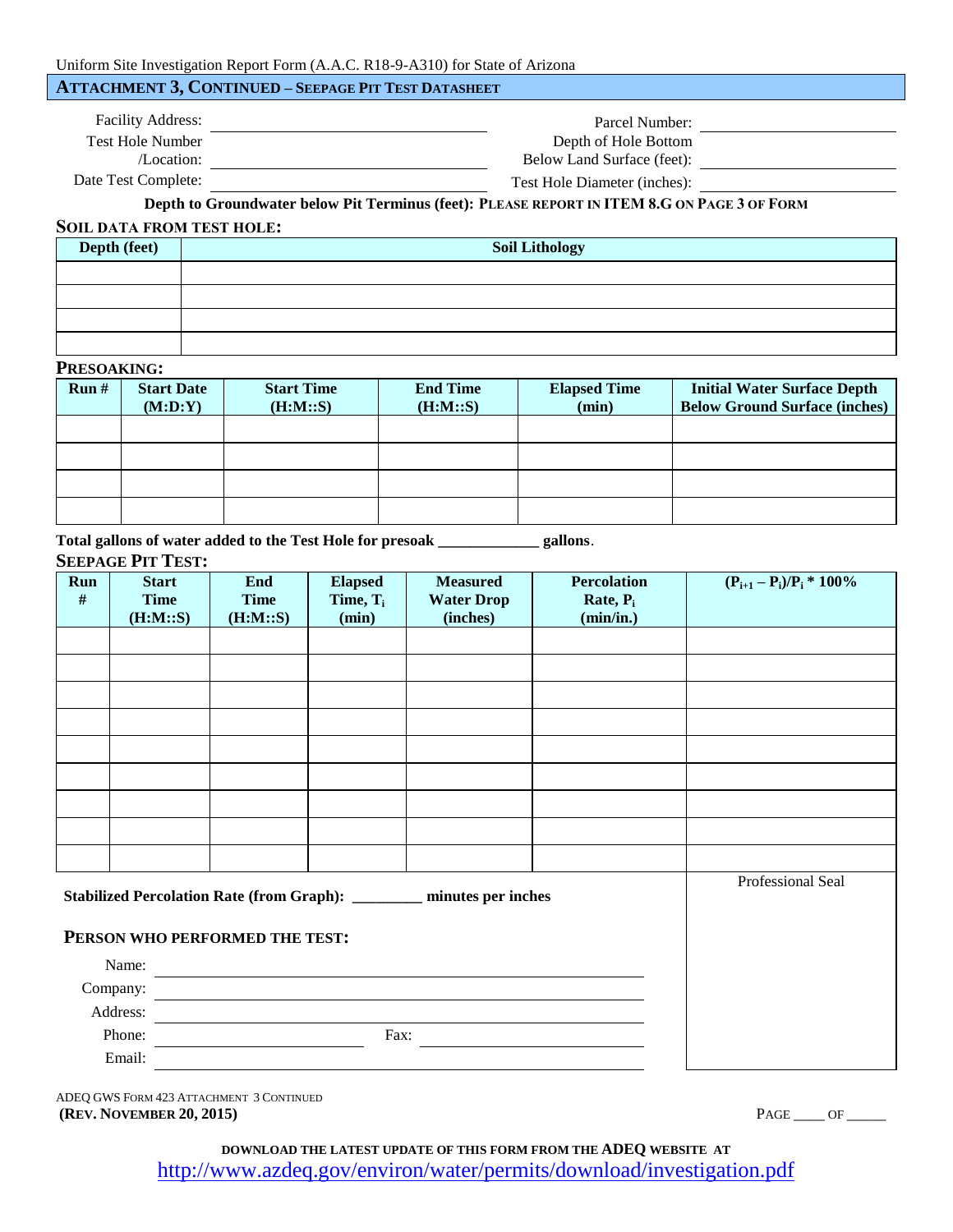Uniform Site Investigation Report Form (A.A.C. R18-9-A310) for State of Arizona

## ATTACHMENT 3, CONTINUED – SEEPAGE PIT TEST DATASHEET

Facility Address: ____________________

Parcel Number: ____________________

Test Hole Number /Location: ____________________

Depth of Hole Bottom Below Land Surface (feet): ____________________

Date Test Complete: ____________________

Test Hole Diameter (inches): ____________________

**Depth to Groundwater below Pit Terminus (feet): PLEASE REPORT IN ITEM 8.G ON PAGE 3 OF FORM**

### SOIL DATA FROM TEST HOLE:

| Depth (feet) | Soil Lithology |
|---|---|
| | |
| | |
| | |
| | |

### PRESOAKING:

| Run # | Start Date (M:D:Y) | Start Time (H:M::S) | End Time (H:M::S) | Elapsed Time (min) | Initial Water Surface Depth Below Ground Surface (inches) |
|---|---|---|---|---|---|
| | | | | | |
| | | | | | |
| | | | | | |
| | | | | | |

**Total gallons of water added to the Test Hole for presoak _____________ gallons**.

### SEEPAGE PIT TEST:

| Run # | Start Time (H:M::S) | End Time (H:M::S) | Elapsed Time, $T_i$ (min) | Measured Water Drop (inches) | Percolation Rate, $P_i$ (min/in.) | $(P_{i+1} – P_i)/P_i * 100\%$ |
|---|---|---|---|---|---|---|
| | | | | | | |
| | | | | | | |
| | | | | | | |
| | | | | | | |
| | | | | | | |
| | | | | | | |
| | | | | | | |
| | | | | | | |
| | | | | | | |

**Stabilized Percolation Rate (from Graph): _________ minutes per inches**

Professional Seal

### PERSON WHO PERFORMED THE TEST:

Name: ____________________

Company: ____________________

Address: ____________________

Phone: ____________________ Fax: ____________________

Email: ____________________

ADEQ GWS FORM 423 ATTACHMENT 3 CONTINUED
**(REV. NOVEMBER 20, 2015)**

PAGE ____ OF _____

**DOWNLOAD THE LATEST UPDATE OF THIS FORM FROM THE ADEQ WEBSITE AT**
http://www.azdeq.gov/environ/water/permits/download/investigation.pdf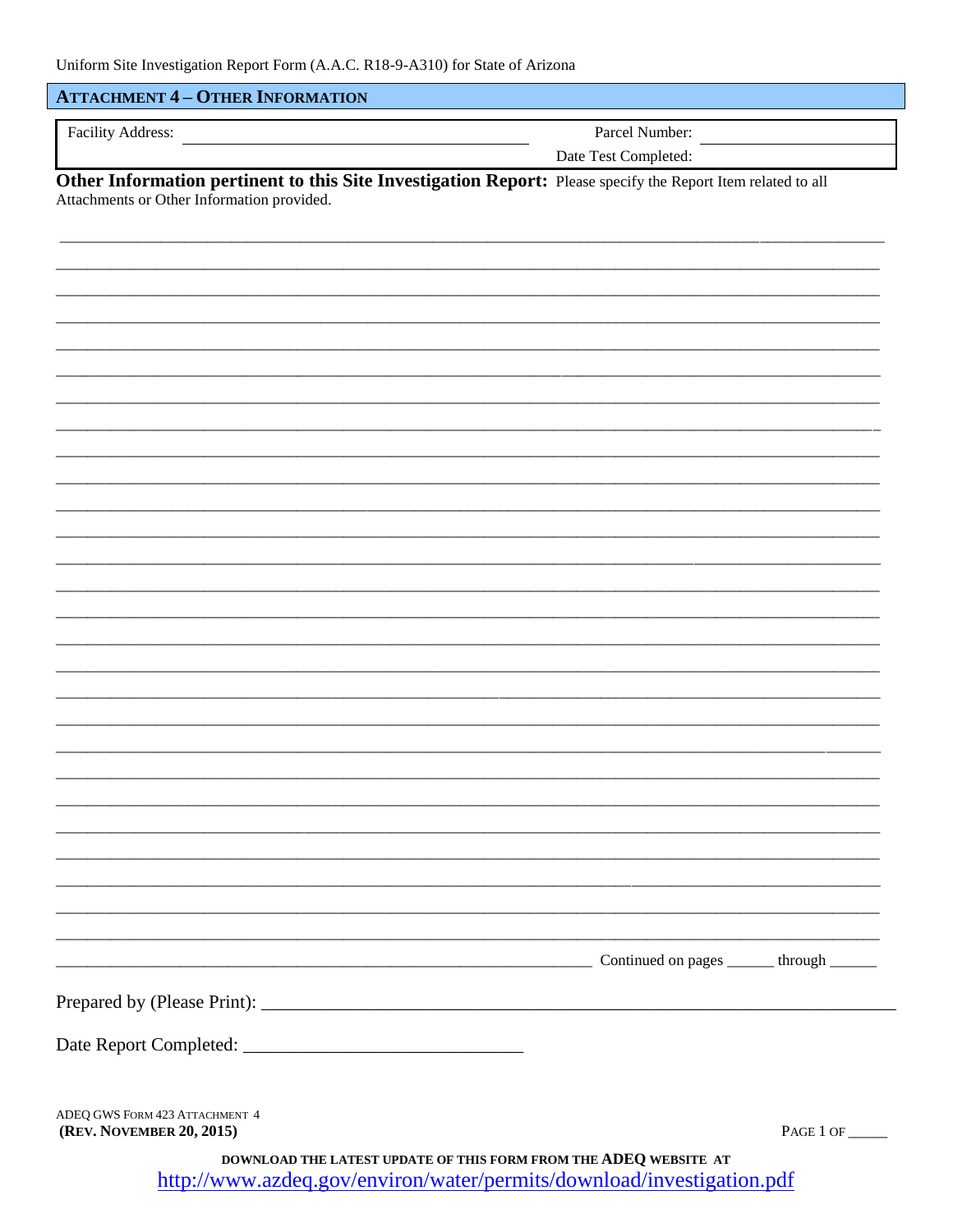## ATTACHMENT 4 – OTHER INFORMATION

Facility Address: ______________________________ Parcel Number: ______________

Date Test Completed: ______________

**Other Information pertinent to this Site Investigation Report:** Please specify the Report Item related to all Attachments or Other Information provided.

______________________________________________________________________________

______________________________________________________________________________

______________________________________________________________________________

______________________________________________________________________________

______________________________________________________________________________

______________________________________________________________________________

______________________________________________________________________________

______________________________________________________________________________

______________________________________________________________________________

______________________________________________________________________________

______________________________________________________________________________

______________________________________________________________________________

______________________________________________________________________________

______________________________________________________________________________

______________________________________________________________________________

______________________________________________________________________________

______________________________________________________________________________

______________________________________________________________________________

______________________________________________________________________________

______________________________________________________________________________

______________________________________________________________________________

______________________________________________________________________________

______________________________________________________________________________

______________________________________________________________________________

______________________________________________________________________________

________________________________________________ Continued on pages ______ through ______

Prepared by (Please Print): ______________________________________________________

Date Report Completed: ______________________________

ADEQ GWS FORM 423 ATTACHMENT 4
**(REV. NOVEMBER 20, 2015)**

PAGE 1 OF _____

**DOWNLOAD THE LATEST UPDATE OF THIS FORM FROM THE ADEQ WEBSITE AT**
http://www.azdeq.gov/environ/water/permits/download/investigation.pdf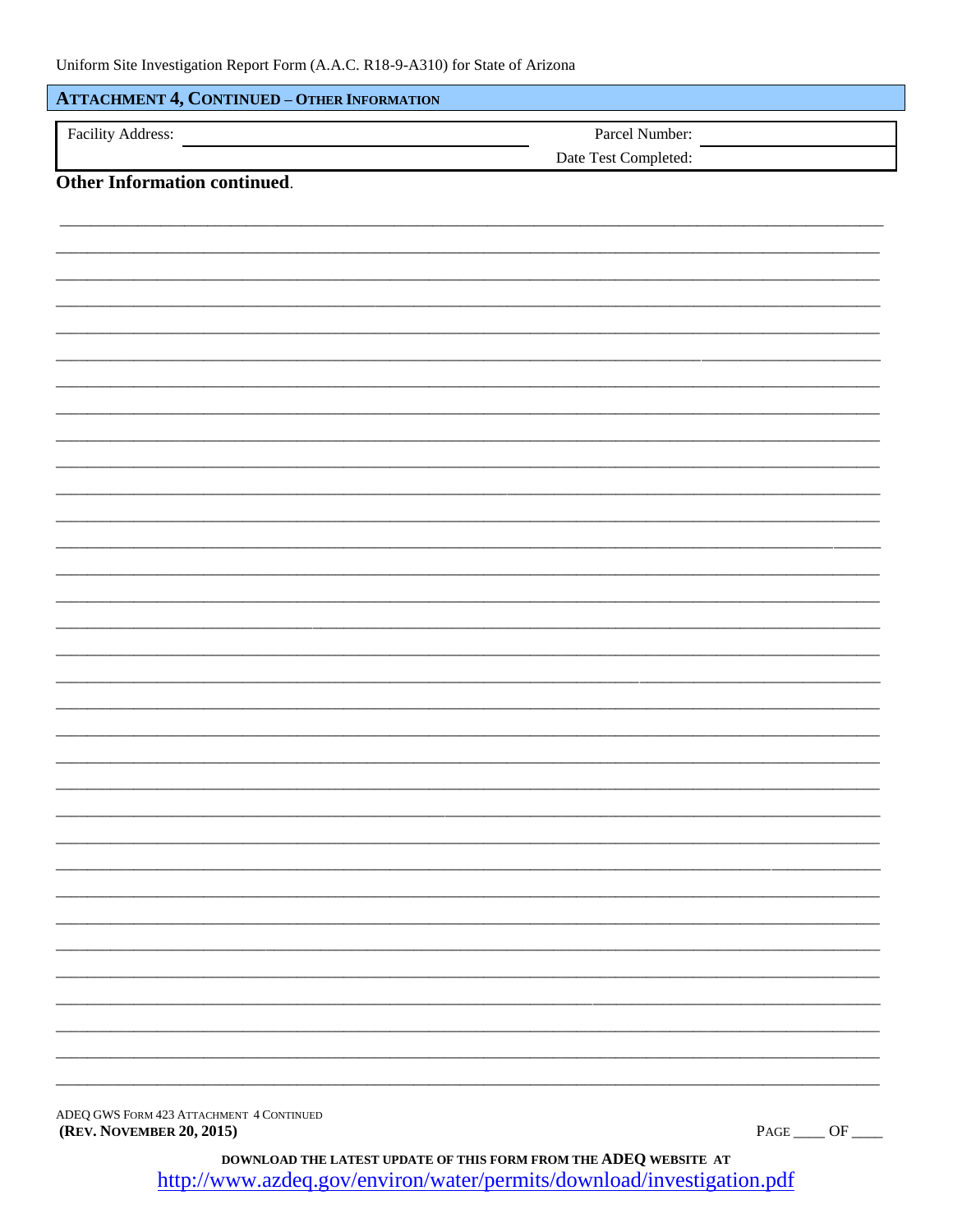## ATTACHMENT 4, CONTINUED – OTHER INFORMATION

| | | | |
|---|---|---|---|
| Facility Address: | | Parcel Number: | |
| | | Date Test Completed: | |

**Other Information continued**.

ADEQ GWS FORM 423 ATTACHMENT 4 CONTINUED
**(REV. NOVEMBER 20, 2015)**

PAGE ____ OF ____

**DOWNLOAD THE LATEST UPDATE OF THIS FORM FROM THE ADEQ WEBSITE AT**
http://www.azdeq.gov/environ/water/permits/download/investigation.pdf